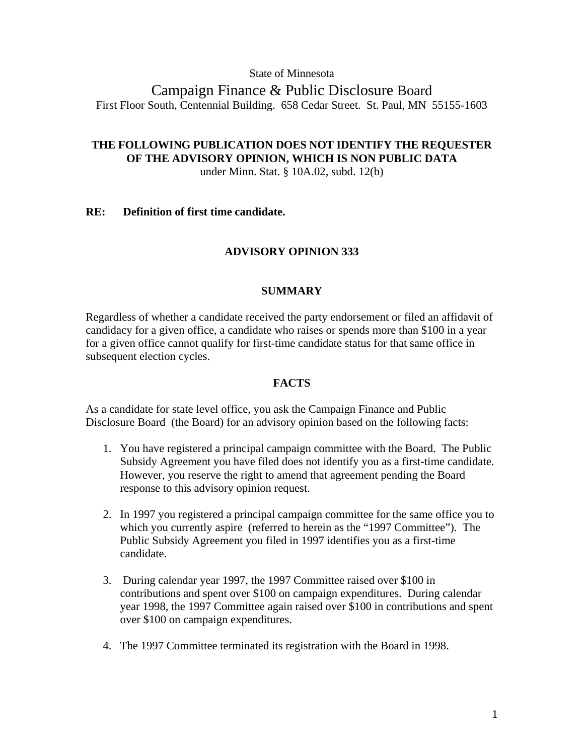State of Minnesota

Campaign Finance & Public Disclosure Board

First Floor South, Centennial Building. 658 Cedar Street. St. Paul, MN 55155-1603

**THE FOLLOWING PUBLICATION DOES NOT IDENTIFY THE REQUESTER OF THE ADVISORY OPINION, WHICH IS NON PUBLIC DATA**

under Minn. Stat. § 10A.02, subd. 12(b)

**RE: Definition of first time candidate.**

## ADVISORY OPINION 333

### SUMMARY

Regardless of whether a candidate received the party endorsement or filed an affidavit of candidacy for a given office, a candidate who raises or spends more than $100 in a year for a given office cannot qualify for first-time candidate status for that same office in subsequent election cycles.

### FACTS

As a candidate for state level office, you ask the Campaign Finance and Public Disclosure Board (the Board) for an advisory opinion based on the following facts:

1. You have registered a principal campaign committee with the Board. The Public Subsidy Agreement you have filed does not identify you as a first-time candidate. However, you reserve the right to amend that agreement pending the Board response to this advisory opinion request.
2. In 1997 you registered a principal campaign committee for the same office you to which you currently aspire (referred to herein as the "1997 Committee"). The Public Subsidy Agreement you filed in 1997 identifies you as a first-time candidate.
3. During calendar year 1997, the 1997 Committee raised over $100 in contributions and spent over $100 on campaign expenditures. During calendar year 1998, the 1997 Committee again raised over $100 in contributions and spent over $100 on campaign expenditures.
4. The 1997 Committee terminated its registration with the Board in 1998.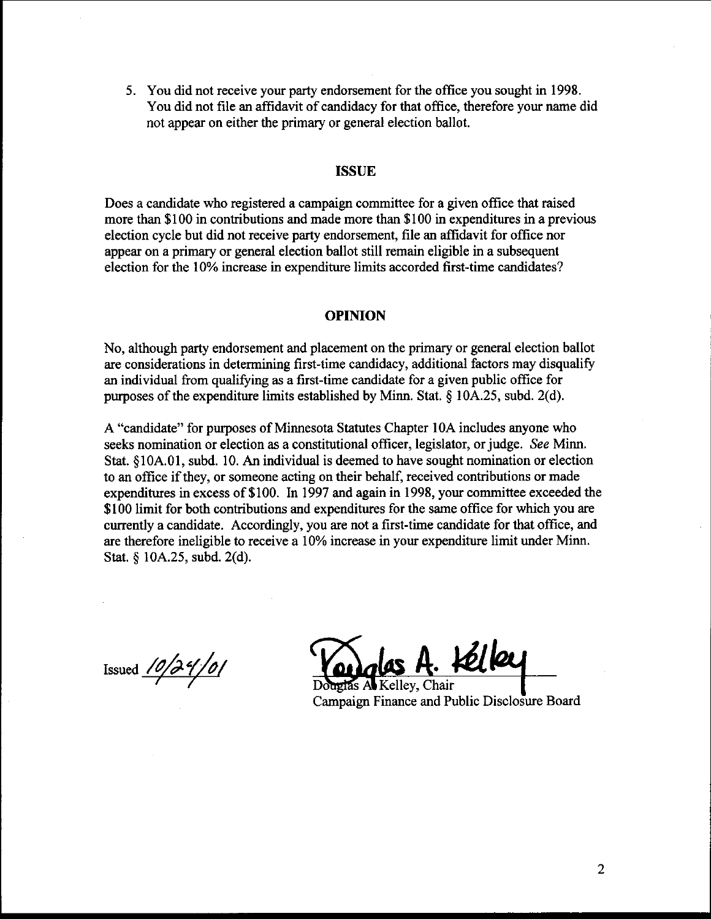5. You did not receive your party endorsement for the office you sought in 1998. You did not file an affidavit of candidacy for that office, therefore your name did not appear on either the primary or general election ballot.

## ISSUE

Does a candidate who registered a campaign committee for a given office that raised more than $100 in contributions and made more than $100 in expenditures in a previous election cycle but did not receive party endorsement, file an affidavit for office nor appear on a primary or general election ballot still remain eligible in a subsequent election for the 10% increase in expenditure limits accorded first-time candidates?

## OPINION

No, although party endorsement and placement on the primary or general election ballot are considerations in determining first-time candidacy, additional factors may disqualify an individual from qualifying as a first-time candidate for a given public office for purposes of the expenditure limits established by Minn. Stat. § 10A.25, subd. 2(d).

A "candidate" for purposes of Minnesota Statutes Chapter 10A includes anyone who seeks nomination or election as a constitutional officer, legislator, or judge. *See* Minn. Stat. §10A.01, subd. 10. An individual is deemed to have sought nomination or election to an office if they, or someone acting on their behalf, received contributions or made expenditures in excess of $100. In 1997 and again in 1998, your committee exceeded the $100 limit for both contributions and expenditures for the same office for which you are currently a candidate. Accordingly, you are not a first-time candidate for that office, and are therefore ineligible to receive a 10% increase in your expenditure limit under Minn. Stat. § 10A.25, subd. 2(d).

Issued 10/24/01

Douglas A. Kelley

Douglas A. Kelley, Chair
Campaign Finance and Public Disclosure Board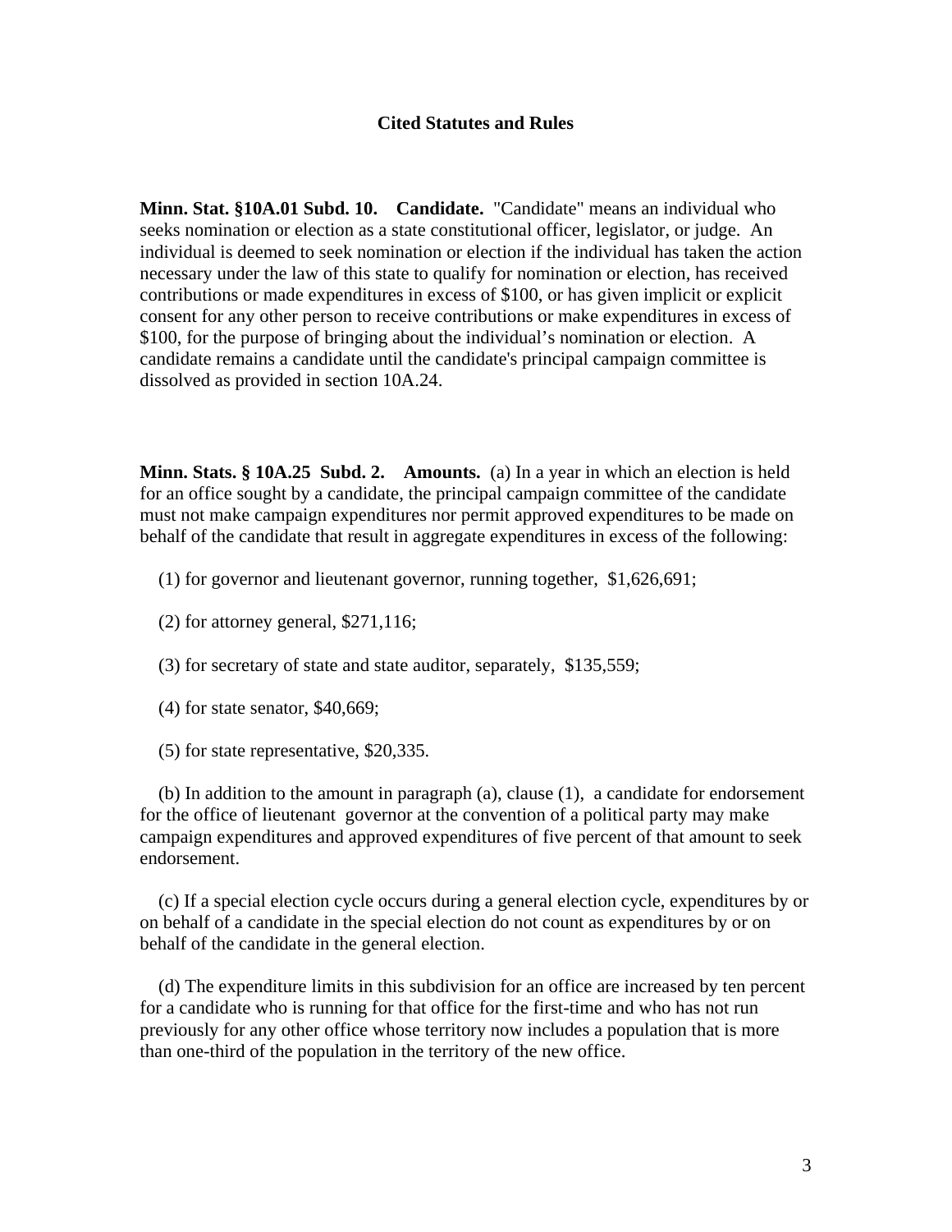## Cited Statutes and Rules

**Minn. Stat. §10A.01 Subd. 10. Candidate.** "Candidate" means an individual who seeks nomination or election as a state constitutional officer, legislator, or judge. An individual is deemed to seek nomination or election if the individual has taken the action necessary under the law of this state to qualify for nomination or election, has received contributions or made expenditures in excess of $100, or has given implicit or explicit consent for any other person to receive contributions or make expenditures in excess of $100, for the purpose of bringing about the individual's nomination or election. A candidate remains a candidate until the candidate's principal campaign committee is dissolved as provided in section 10A.24.

**Minn. Stats. § 10A.25 Subd. 2. Amounts.** (a) In a year in which an election is held for an office sought by a candidate, the principal campaign committee of the candidate must not make campaign expenditures nor permit approved expenditures to be made on behalf of the candidate that result in aggregate expenditures in excess of the following:

(1) for governor and lieutenant governor, running together, $1,626,691;

(2) for attorney general, $271,116;

(3) for secretary of state and state auditor, separately, $135,559;

(4) for state senator, $40,669;

(5) for state representative, $20,335.

(b) In addition to the amount in paragraph (a), clause (1), a candidate for endorsement for the office of lieutenant governor at the convention of a political party may make campaign expenditures and approved expenditures of five percent of that amount to seek endorsement.

(c) If a special election cycle occurs during a general election cycle, expenditures by or on behalf of a candidate in the special election do not count as expenditures by or on behalf of the candidate in the general election.

(d) The expenditure limits in this subdivision for an office are increased by ten percent for a candidate who is running for that office for the first-time and who has not run previously for any other office whose territory now includes a population that is more than one-third of the population in the territory of the new office.